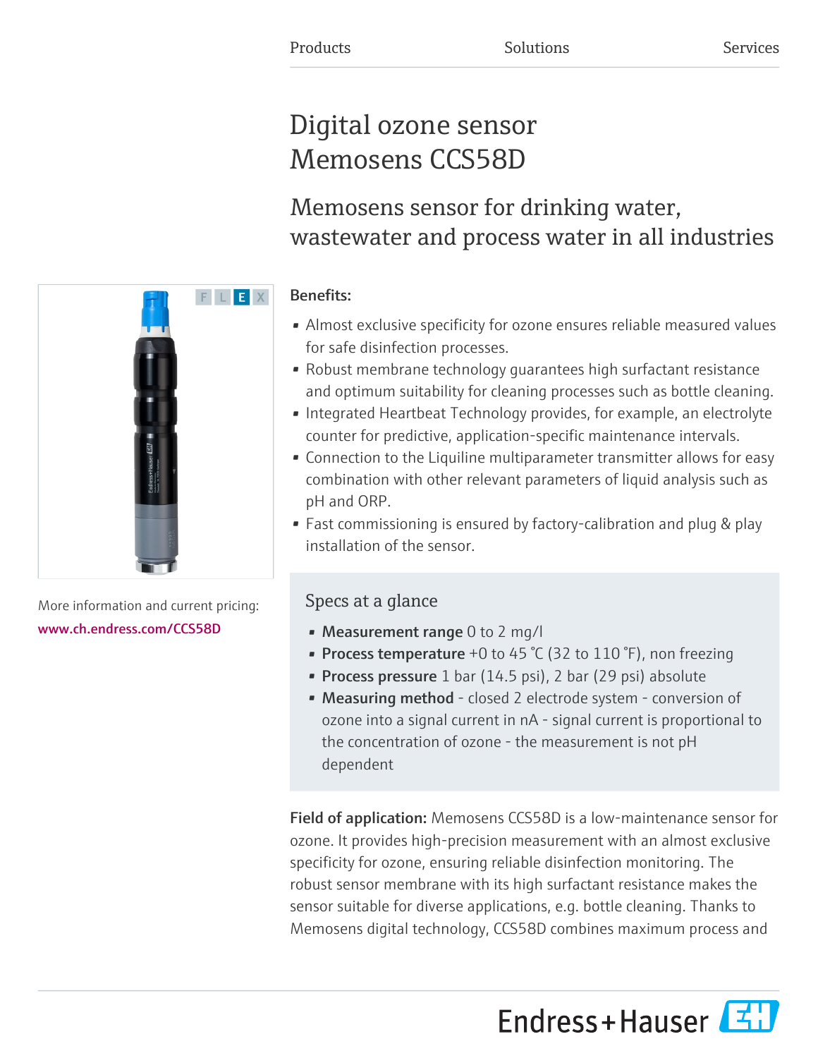Products Solutions Services

# Digital ozone sensor Memosens CCS58D

## Memosens sensor for drinking water, wastewater and process water in all industries

F L E X

More information and current pricing:
www.ch.endress.com/CCS58D

**Benefits:**

- Almost exclusive specificity for ozone ensures reliable measured values for safe disinfection processes.
- Robust membrane technology guarantees high surfactant resistance and optimum suitability for cleaning processes such as bottle cleaning.
- Integrated Heartbeat Technology provides, for example, an electrolyte counter for predictive, application-specific maintenance intervals.
- Connection to the Liquiline multiparameter transmitter allows for easy combination with other relevant parameters of liquid analysis such as pH and ORP.
- Fast commissioning is ensured by factory-calibration and plug & play installation of the sensor.

### Specs at a glance

- **Measurement range** 0 to 2 mg/l
- **Process temperature** +0 to 45 °C (32 to 110 °F), non freezing
- **Process pressure** 1 bar (14.5 psi), 2 bar (29 psi) absolute
- **Measuring method** - closed 2 electrode system - conversion of ozone into a signal current in nA - signal current is proportional to the concentration of ozone - the measurement is not pH dependent

**Field of application:** Memosens CCS58D is a low-maintenance sensor for ozone. It provides high-precision measurement with an almost exclusive specificity for ozone, ensuring reliable disinfection monitoring. The robust sensor membrane with its high surfactant resistance makes the sensor suitable for diverse applications, e.g. bottle cleaning. Thanks to Memosens digital technology, CCS58D combines maximum process and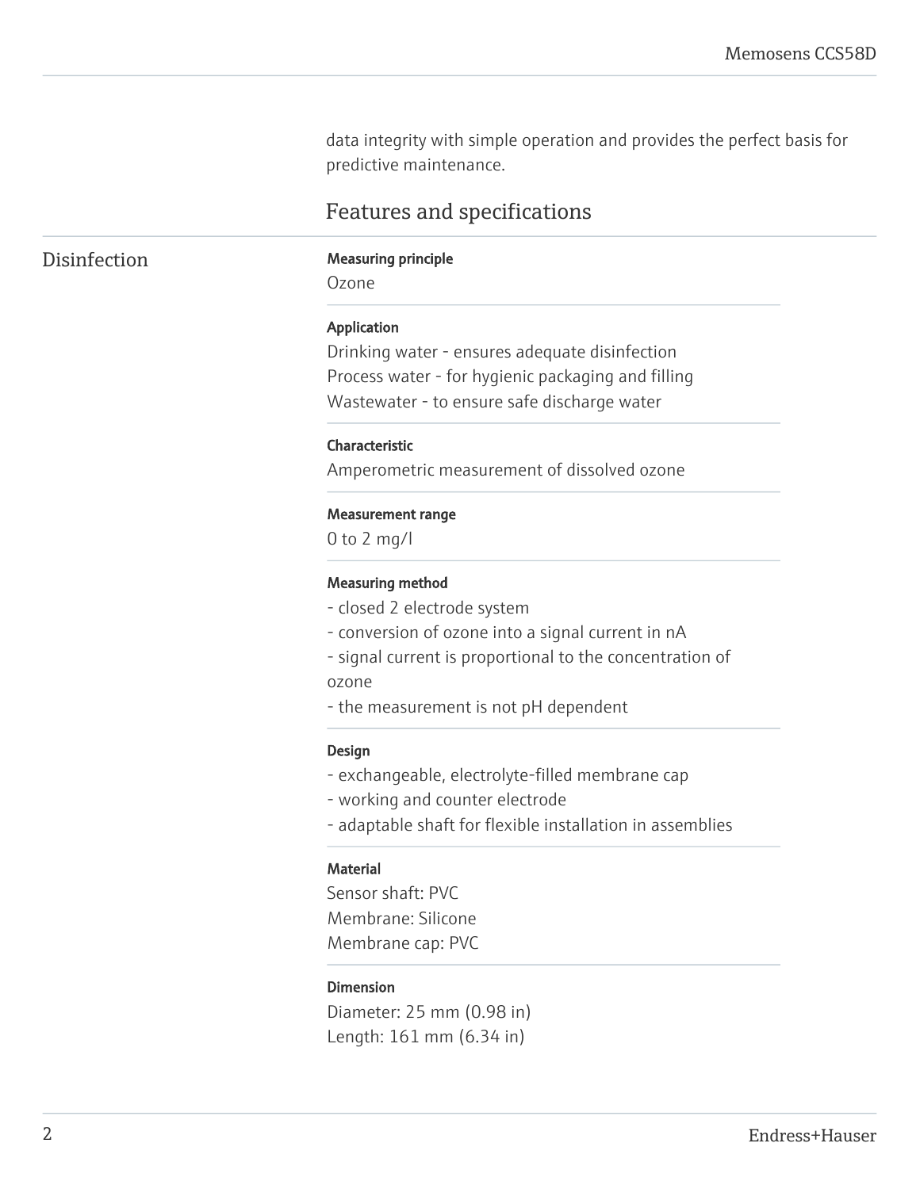data integrity with simple operation and provides the perfect basis for predictive maintenance.

## Features and specifications

### Disinfection

**Measuring principle**

Ozone

**Application**

Drinking water - ensures adequate disinfection
Process water - for hygienic packaging and filling
Wastewater - to ensure safe discharge water

**Characteristic**

Amperometric measurement of dissolved ozone

**Measurement range**

0 to 2 mg/l

**Measuring method**

- closed 2 electrode system
- conversion of ozone into a signal current in nA
- signal current is proportional to the concentration of ozone
- the measurement is not pH dependent

**Design**

- exchangeable, electrolyte-filled membrane cap
- working and counter electrode
- adaptable shaft for flexible installation in assemblies

**Material**

Sensor shaft: PVC
Membrane: Silicone
Membrane cap: PVC

**Dimension**

Diameter: 25 mm (0.98 in)
Length: 161 mm (6.34 in)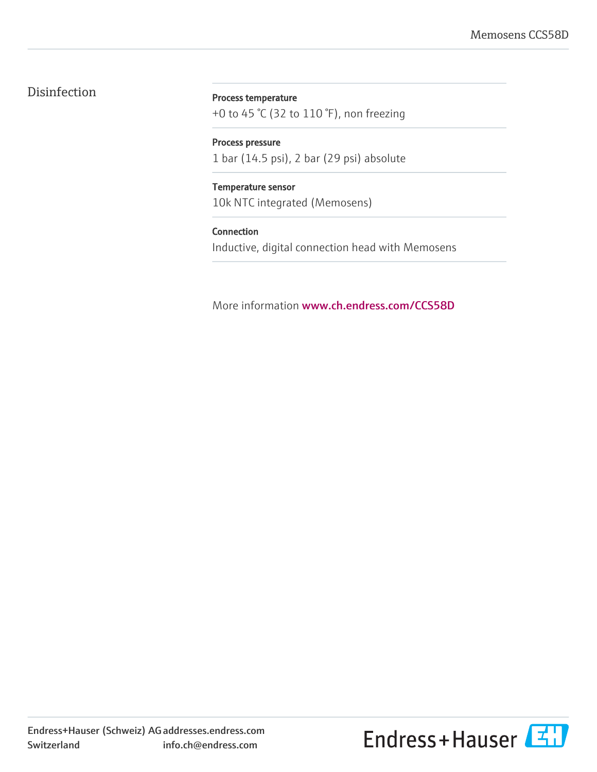## Disinfection

**Process temperature**
+0 to 45 °C (32 to 110 °F), non freezing

**Process pressure**
1 bar (14.5 psi), 2 bar (29 psi) absolute

**Temperature sensor**
10k NTC integrated (Memosens)

**Connection**
Inductive, digital connection head with Memosens

More information **www.ch.endress.com/CCS58D**

Endress+Hauser (Schweiz) AG
Switzerland

addresses.endress.com
info.ch@endress.com

Endress+Hauser